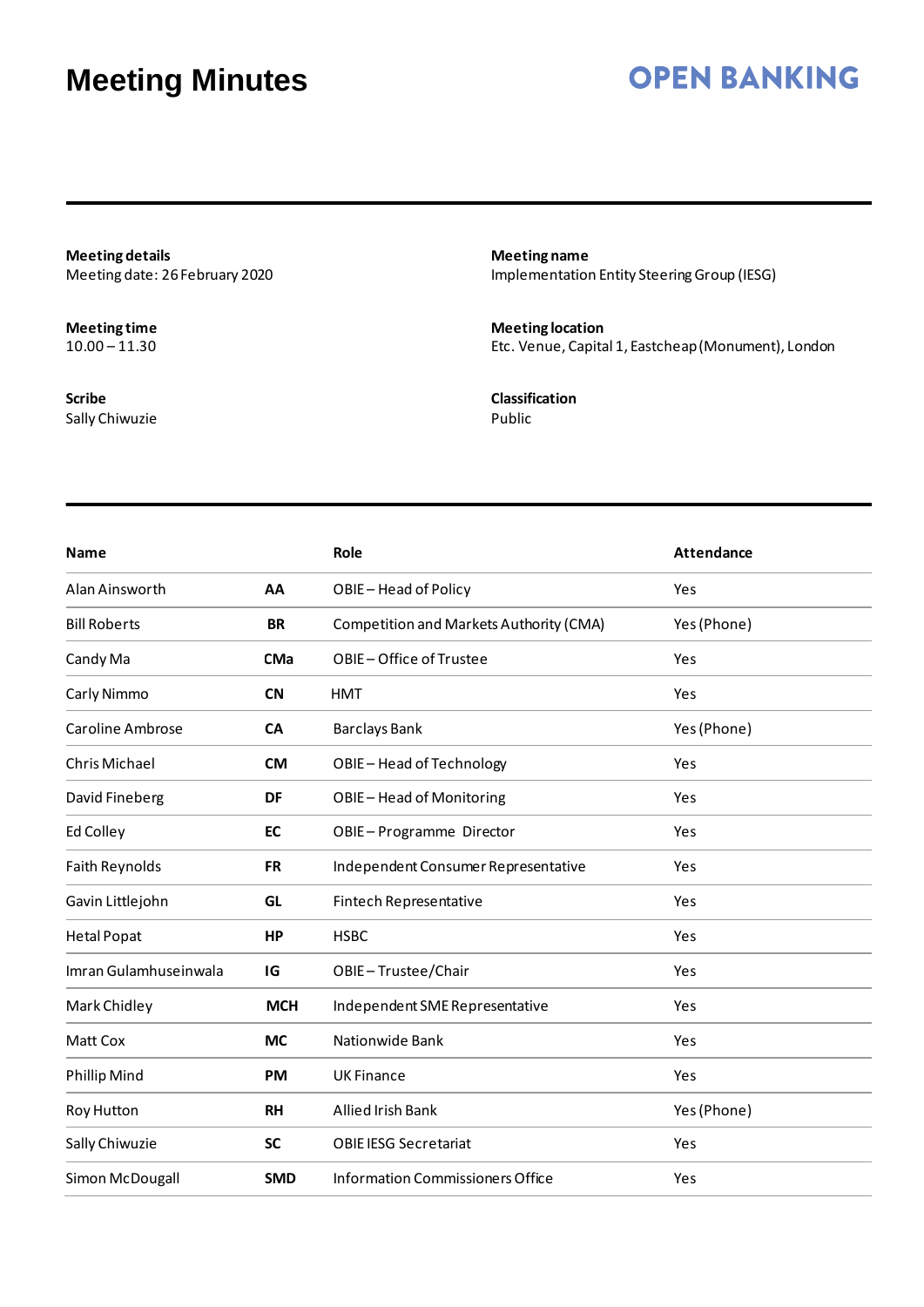# Meeting Minutes

OPEN BANKING

**Meeting details**
Meeting date: 26 February 2020

**Meeting name**
Implementation Entity Steering Group (IESG)

**Meeting time**
10.00 – 11.30

**Meeting location**
Etc. Venue, Capital 1, Eastcheap (Monument), London

**Scribe**
Sally Chiwuzie

**Classification**
Public

| Name | | Role | Attendance |
|---|---|---|---|
| Alan Ainsworth | **AA** | OBIE – Head of Policy | Yes |
| Bill Roberts | **BR** | Competition and Markets Authority (CMA) | Yes (Phone) |
| Candy Ma | **CMa** | OBIE – Office of Trustee | Yes |
| Carly Nimmo | **CN** | HMT | Yes |
| Caroline Ambrose | **CA** | Barclays Bank | Yes (Phone) |
| Chris Michael | **CM** | OBIE – Head of Technology | Yes |
| David Fineberg | **DF** | OBIE – Head of Monitoring | Yes |
| Ed Colley | **EC** | OBIE – Programme Director | Yes |
| Faith Reynolds | **FR** | Independent Consumer Representative | Yes |
| Gavin Littlejohn | **GL** | Fintech Representative | Yes |
| Hetal Popat | **HP** | HSBC | Yes |
| Imran Gulamhuseinwala | **IG** | OBIE – Trustee/Chair | Yes |
| Mark Chidley | **MCH** | Independent SME Representative | Yes |
| Matt Cox | **MC** | Nationwide Bank | Yes |
| Phillip Mind | **PM** | UK Finance | Yes |
| Roy Hutton | **RH** | Allied Irish Bank | Yes (Phone) |
| Sally Chiwuzie | **SC** | OBIE IESG Secretariat | Yes |
| Simon McDougall | **SMD** | Information Commissioners Office | Yes |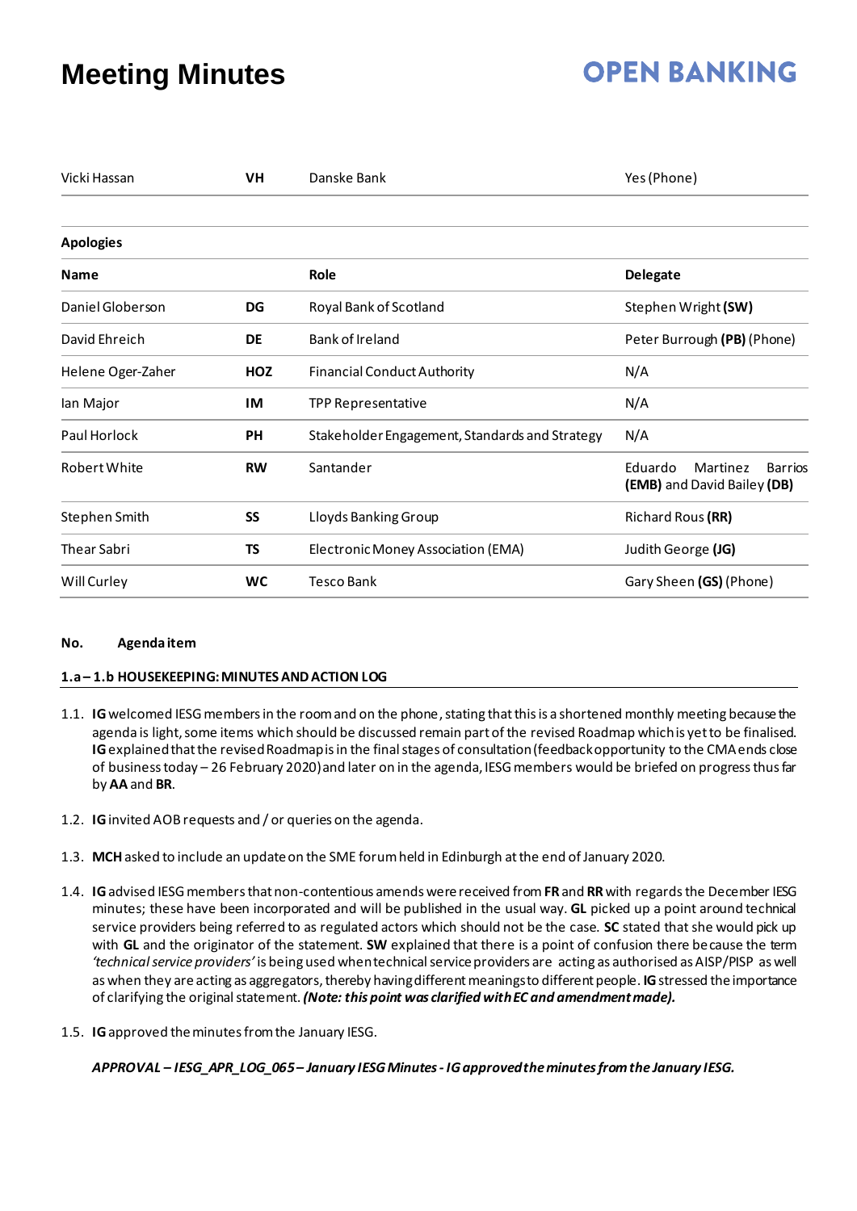# Meeting Minutes

| | | | |
|---|---|---|---|
| Vicki Hassan | **VH** | Danske Bank | Yes (Phone) |

**Apologies**

| Name | | Role | Delegate |
|---|---|---|---|
| Daniel Globerson | **DG** | Royal Bank of Scotland | Stephen Wright **(SW)** |
| David Ehreich | **DE** | Bank of Ireland | Peter Burrough **(PB)** (Phone) |
| Helene Oger-Zaher | **HOZ** | Financial Conduct Authority | N/A |
| Ian Major | **IM** | TPP Representative | N/A |
| Paul Horlock | **PH** | Stakeholder Engagement, Standards and Strategy | N/A |
| Robert White | **RW** | Santander | Eduardo Martinez Barrios **(EMB)** and David Bailey **(DB)** |
| Stephen Smith | **SS** | Lloyds Banking Group | Richard Rous **(RR)** |
| Thear Sabri | **TS** | Electronic Money Association (EMA) | Judith George **(JG)** |
| Will Curley | **WC** | Tesco Bank | Gary Sheen **(GS)** (Phone) |

**No. Agenda item**

**1.a – 1.b HOUSEKEEPING: MINUTES AND ACTION LOG**

1.1. **IG** welcomed IESG members in the room and on the phone, stating that this is a shortened monthly meeting because the agenda is light, some items which should be discussed remain part of the revised Roadmap which is yet to be finalised. **IG** explained that the revised Roadmap is in the final stages of consultation (feedback opportunity to the CMA ends close of business today – 26 February 2020) and later on in the agenda, IESG members would be briefed on progress thus far by **AA** and **BR**.

1.2. **IG** invited AOB requests and / or queries on the agenda.

1.3. **MCH** asked to include an update on the SME forum held in Edinburgh at the end of January 2020.

1.4. **IG** advised IESG members that non-contentious amends were received from **FR** and **RR** with regards the December IESG minutes; these have been incorporated and will be published in the usual way. **GL** picked up a point around technical service providers being referred to as regulated actors which should not be the case. **SC** stated that she would pick up with **GL** and the originator of the statement. **SW** explained that there is a point of confusion there because the term *'technical service providers'* is being used when technical service providers are acting as authorised as AISP/PISP as well as when they are acting as aggregators, thereby having different meanings to different people. **IG** stressed the importance of clarifying the original statement. ***(Note: this point was clarified with EC and amendment made).***

1.5. **IG** approved the minutes from the January IESG.

***APPROVAL – IESG_APR_LOG_065 – January IESG Minutes - IG approved the minutes from the January IESG.***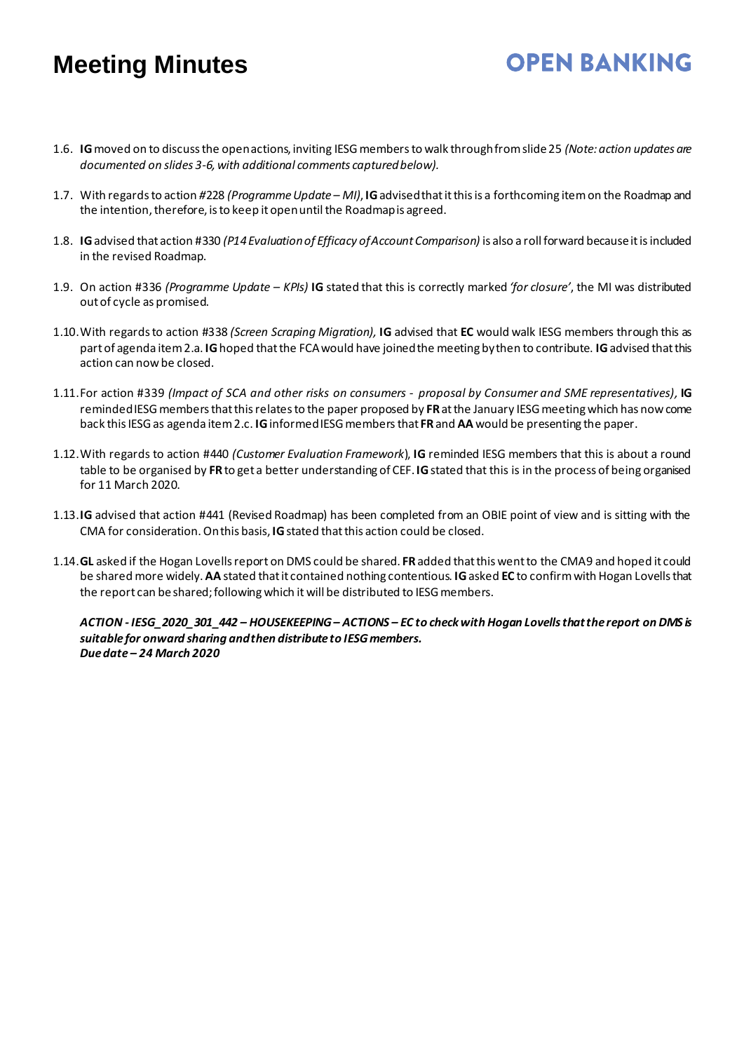1.6. **IG** moved on to discuss the open actions, inviting IESG members to walk through from slide 25 *(Note: action updates are documented on slides 3-6, with additional comments captured below).*

1.7. With regards to action #228 *(Programme Update – MI)*, **IG** advised that it this is a forthcoming item on the Roadmap and the intention, therefore, is to keep it open until the Roadmap is agreed.

1.8. **IG** advised that action #330 *(P14 Evaluation of Efficacy of Account Comparison)* is also a roll forward because it is included in the revised Roadmap.

1.9. On action #336 *(Programme Update – KPIs)* **IG** stated that this is correctly marked *'for closure'*, the MI was distributed out of cycle as promised.

1.10. With regards to action #338 *(Screen Scraping Migration),* **IG** advised that **EC** would walk IESG members through this as part of agenda item 2.a. **IG** hoped that the FCA would have joined the meeting by then to contribute. **IG** advised that this action can now be closed.

1.11. For action #339 *(Impact of SCA and other risks on consumers - proposal by Consumer and SME representatives)*, **IG** reminded IESG members that this relates to the paper proposed by **FR** at the January IESG meeting which has now come back this IESG as agenda item 2.c. **IG** informed IESG members that **FR** and **AA** would be presenting the paper.

1.12. With regards to action #440 *(Customer Evaluation Framework*), **IG** reminded IESG members that this is about a round table to be organised by **FR** to get a better understanding of CEF. **IG** stated that this is in the process of being organised for 11 March 2020.

1.13. **IG** advised that action #441 (Revised Roadmap) has been completed from an OBIE point of view and is sitting with the CMA for consideration. On this basis, **IG** stated that this action could be closed.

1.14. **GL** asked if the Hogan Lovells report on DMS could be shared. **FR** added that this went to the CMA9 and hoped it could be shared more widely. **AA** stated that it contained nothing contentious. **IG** asked **EC** to confirm with Hogan Lovells that the report can be shared; following which it will be distributed to IESG members.

***ACTION - IESG_2020_301_442 – HOUSEKEEPING – ACTIONS – EC to check with Hogan Lovells that the report on DMS is suitable for onward sharing and then distribute to IESG members.***
***Due date – 24 March 2020***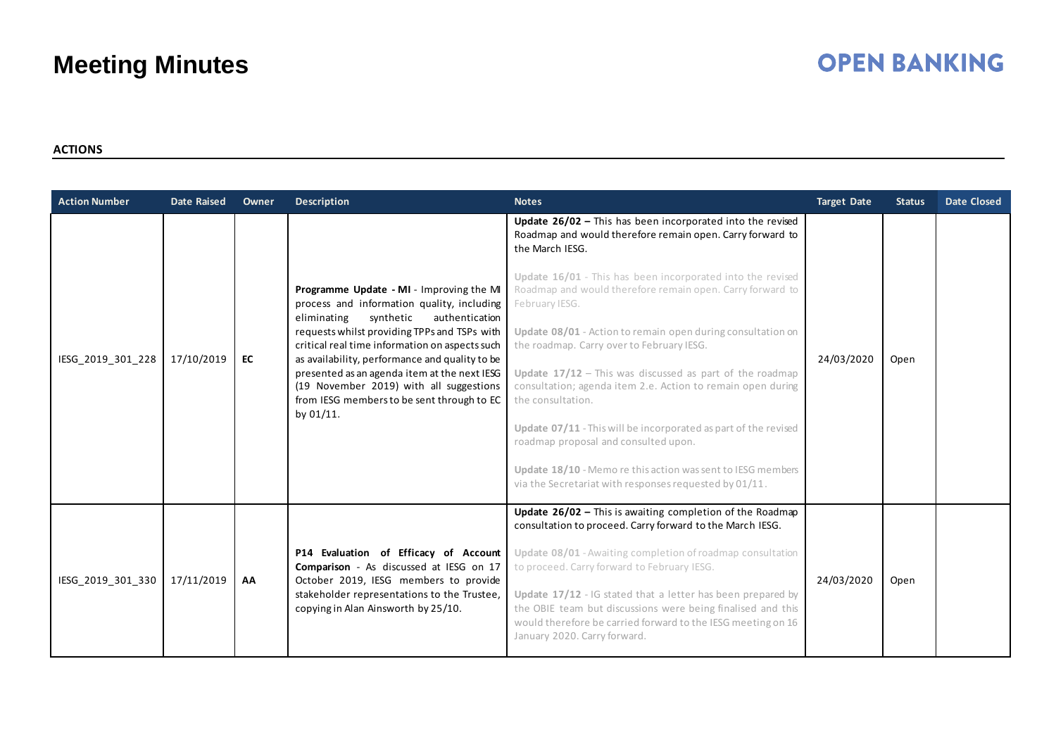# Meeting Minutes

**ACTIONS**

| Action Number | Date Raised | Owner | Description | Notes | Target Date | Status | Date Closed |
|---|---|---|---|---|---|---|---|
| IESG_2019_301_228 | 17/10/2019 | **EC** | **Programme Update - MI** - Improving the MI process and information quality, including eliminating synthetic authentication requests whilst providing TPPs and TSPs with critical real time information on aspects such as availability, performance and quality to be presented as an agenda item at the next IESG (19 November 2019) with all suggestions from IESG members to be sent through to EC by 01/11. | **Update 26/02 –** This has been incorporated into the revised Roadmap and would therefore remain open. Carry forward to the March IESG.<br><br>**Update 16/01** - This has been incorporated into the revised Roadmap and would therefore remain open. Carry forward to February IESG.<br><br>**Update 08/01** - Action to remain open during consultation on the roadmap. Carry over to February IESG.<br><br>**Update 17/12** – This was discussed as part of the roadmap consultation; agenda item 2.e. Action to remain open during the consultation.<br><br>**Update 07/11** - This will be incorporated as part of the revised roadmap proposal and consulted upon.<br><br>**Update 18/10** - Memo re this action was sent to IESG members via the Secretariat with responses requested by 01/11. | 24/03/2020 | Open | |
| IESG_2019_301_330 | 17/11/2019 | **AA** | **P14 Evaluation of Efficacy of Account Comparison** - As discussed at IESG on 17 October 2019, IESG members to provide stakeholder representations to the Trustee, copying in Alan Ainsworth by 25/10. | **Update 26/02 –** This is awaiting completion of the Roadmap consultation to proceed. Carry forward to the March IESG.<br><br>**Update 08/01** - Awaiting completion of roadmap consultation to proceed. Carry forward to February IESG.<br><br>**Update 17/12** - IG stated that a letter has been prepared by the OBIE team but discussions were being finalised and this would therefore be carried forward to the IESG meeting on 16 January 2020. Carry forward. | 24/03/2020 | Open | |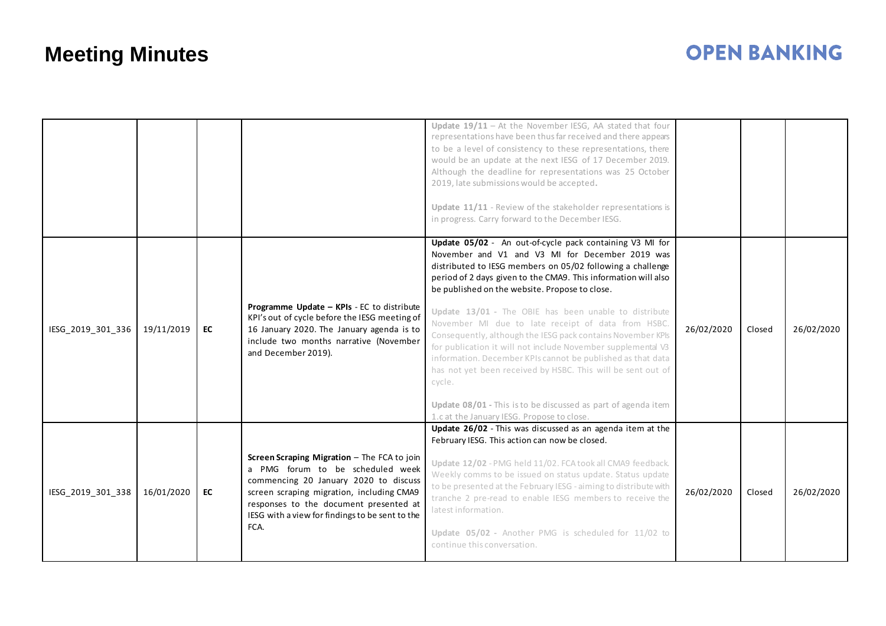# Meeting Minutes

| | | | | | | | |
|---|---|---|---|---|---|---|---|
| | | | | **Update 19/11** – At the November IESG, AA stated that four representations have been thus far received and there appears to be a level of consistency to these representations, there would be an update at the next IESG of 17 December 2019. Although the deadline for representations was 25 October 2019, late submissions would be accepted.<br><br>**Update 11/11** - Review of the stakeholder representations is in progress. Carry forward to the December IESG. | | | |
| IESG_2019_301_336 | 19/11/2019 | **EC** | **Programme Update – KPIs** - EC to distribute KPI's out of cycle before the IESG meeting of 16 January 2020. The January agenda is to include two months narrative (November and December 2019). | **Update 05/02** - An out-of-cycle pack containing V3 MI for November and V1 and V3 MI for December 2019 was distributed to IESG members on 05/02 following a challenge period of 2 days given to the CMA9. This information will also be published on the website. Propose to close.<br><br>**Update 13/01** - The OBIE has been unable to distribute November MI due to late receipt of data from HSBC. Consequently, although the IESG pack contains November KPIs for publication it will not include November supplemental V3 information. December KPIs cannot be published as that data has not yet been received by HSBC. This will be sent out of cycle.<br><br>**Update 08/01** - This is to be discussed as part of agenda item 1.c at the January IESG. Propose to close. | 26/02/2020 | Closed | 26/02/2020 |
| IESG_2019_301_338 | 16/01/2020 | **EC** | **Screen Scraping Migration** – The FCA to join a PMG forum to be scheduled week commencing 20 January 2020 to discuss screen scraping migration, including CMA9 responses to the document presented at IESG with a view for findings to be sent to the FCA. | **Update 26/02** - This was discussed as an agenda item at the February IESG. This action can now be closed.<br><br>**Update 12/02** - PMG held 11/02. FCA took all CMA9 feedback. Weekly comms to be issued on status update. Status update to be presented at the February IESG - aiming to distribute with tranche 2 pre-read to enable IESG members to receive the latest information.<br><br>**Update 05/02** - Another PMG is scheduled for 11/02 to continue this conversation. | 26/02/2020 | Closed | 26/02/2020 |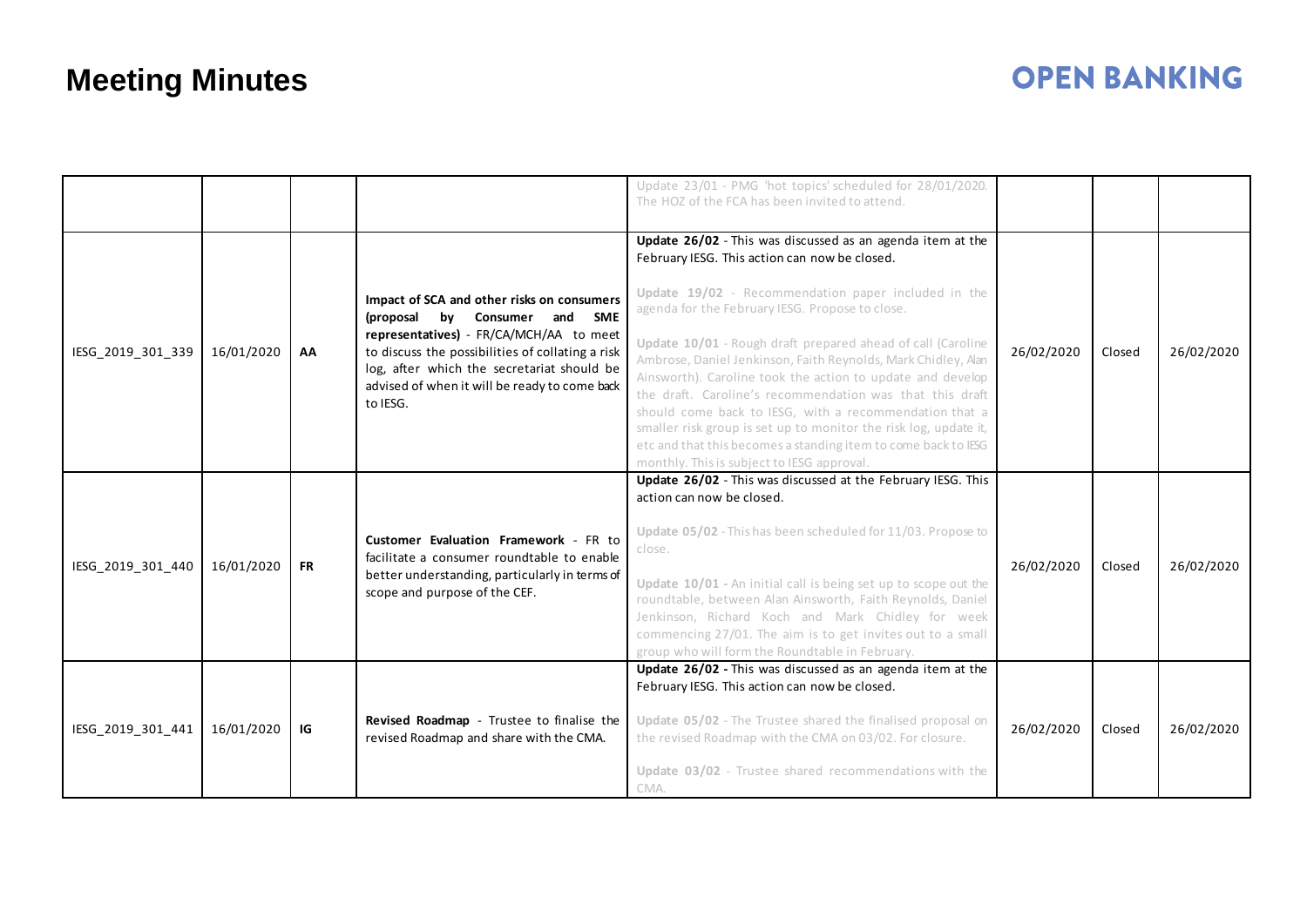# Meeting Minutes

| | | | | | | | |
|---|---|---|---|---|---|---|---|
| | | | | Update 23/01 - PMG 'hot topics' scheduled for 28/01/2020. The HOZ of the FCA has been invited to attend. | | | |
| IESG_2019_301_339 | 16/01/2020 | **AA** | **Impact of SCA and other risks on consumers (proposal by Consumer and SME representatives)** - FR/CA/MCH/AA to meet to discuss the possibilities of collating a risk log, after which the secretariat should be advised of when it will be ready to come back to IESG. | **Update 26/02** - This was discussed as an agenda item at the February IESG. This action can now be closed.<br><br>**Update 19/02** - Recommendation paper included in the agenda for the February IESG. Propose to close.<br><br>**Update 10/01** - Rough draft prepared ahead of call (Caroline Ambrose, Daniel Jenkinson, Faith Reynolds, Mark Chidley, Alan Ainsworth). Caroline took the action to update and develop the draft. Caroline's recommendation was that this draft should come back to IESG, with a recommendation that a smaller risk group is set up to monitor the risk log, update it, etc and that this becomes a standing item to come back to IESG monthly. This is subject to IESG approval. | 26/02/2020 | Closed | 26/02/2020 |
| IESG_2019_301_440 | 16/01/2020 | **FR** | **Customer Evaluation Framework** - FR to facilitate a consumer roundtable to enable better understanding, particularly in terms of scope and purpose of the CEF. | **Update 26/02** - This was discussed at the February IESG. This action can now be closed.<br><br>**Update 05/02** - This has been scheduled for 11/03. Propose to close.<br><br>**Update 10/01** - An initial call is being set up to scope out the roundtable, between Alan Ainsworth, Faith Reynolds, Daniel Jenkinson, Richard Koch and Mark Chidley for week commencing 27/01. The aim is to get invites out to a small group who will form the Roundtable in February. | 26/02/2020 | Closed | 26/02/2020 |
| IESG_2019_301_441 | 16/01/2020 | **IG** | **Revised Roadmap** - Trustee to finalise the revised Roadmap and share with the CMA. | **Update 26/02 -** This was discussed as an agenda item at the February IESG. This action can now be closed.<br><br>**Update 05/02** - The Trustee shared the finalised proposal on the revised Roadmap with the CMA on 03/02. For closure.<br><br>**Update 03/02** - Trustee shared recommendations with the CMA. | 26/02/2020 | Closed | 26/02/2020 |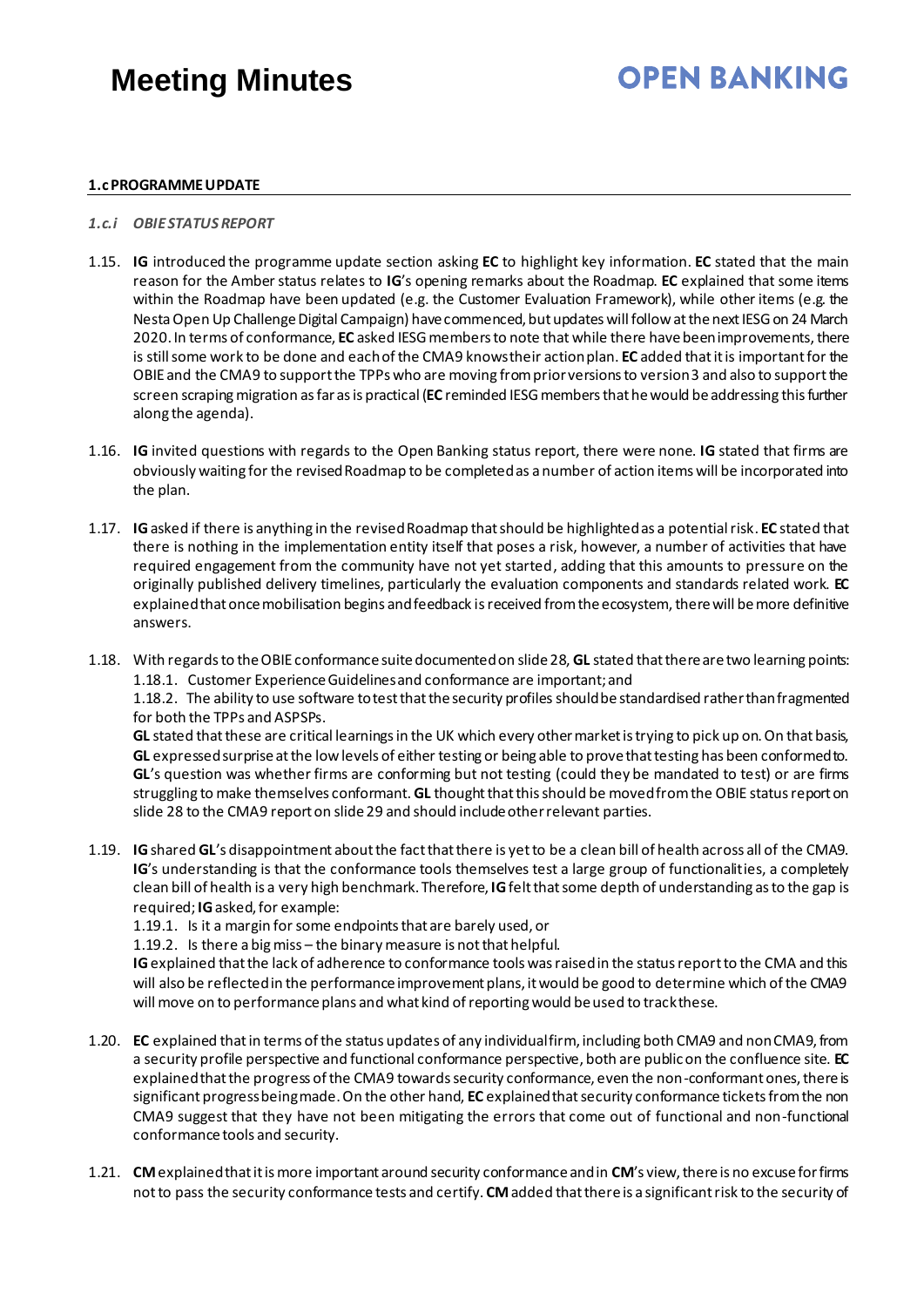#### 1.c PROGRAMME UPDATE

##### *1.c.i OBIE STATUS REPORT*

1.15. **IG** introduced the programme update section asking **EC** to highlight key information. **EC** stated that the main reason for the Amber status relates to **IG**'s opening remarks about the Roadmap. **EC** explained that some items within the Roadmap have been updated (e.g. the Customer Evaluation Framework), while other items (e.g. the Nesta Open Up Challenge Digital Campaign) have commenced, but updates will follow at the next IESG on 24 March 2020. In terms of conformance, **EC** asked IESG members to note that while there have been improvements, there is still some work to be done and each of the CMA9 knows their action plan. **EC** added that it is important for the OBIE and the CMA9 to support the TPPs who are moving from prior versions to version 3 and also to support the screen scraping migration as far as is practical (**EC** reminded IESG members that he would be addressing this further along the agenda).

1.16. **IG** invited questions with regards to the Open Banking status report, there were none. **IG** stated that firms are obviously waiting for the revised Roadmap to be completed as a number of action items will be incorporated into the plan.

1.17. **IG** asked if there is anything in the revised Roadmap that should be highlighted as a potential risk. **EC** stated that there is nothing in the implementation entity itself that poses a risk, however, a number of activities that have required engagement from the community have not yet started, adding that this amounts to pressure on the originally published delivery timelines, particularly the evaluation components and standards related work. **EC** explained that once mobilisation begins and feedback is received from the ecosystem, there will be more definitive answers.

1.18. With regards to the OBIE conformance suite documented on slide 28, **GL** stated that there are two learning points:
    1.18.1. Customer Experience Guidelines and conformance are important; and
    1.18.2. The ability to use software to test that the security profiles should be standardised rather than fragmented for both the TPPs and ASPSPs.

    **GL** stated that these are critical learnings in the UK which every other market is trying to pick up on. On that basis, **GL** expressed surprise at the low levels of either testing or being able to prove that testing has been conformed to. **GL**'s question was whether firms are conforming but not testing (could they be mandated to test) or are firms struggling to make themselves conformant. **GL** thought that this should be moved from the OBIE status report on slide 28 to the CMA9 report on slide 29 and should include other relevant parties.

1.19. **IG** shared **GL**'s disappointment about the fact that there is yet to be a clean bill of health across all of the CMA9. **IG**'s understanding is that the conformance tools themselves test a large group of functionalities, a completely clean bill of health is a very high benchmark. Therefore, **IG** felt that some depth of understanding as to the gap is required; **IG** asked, for example:
    1.19.1. Is it a margin for some endpoints that are barely used, or
    1.19.2. Is there a big miss – the binary measure is not that helpful.

    **IG** explained that the lack of adherence to conformance tools was raised in the status report to the CMA and this will also be reflected in the performance improvement plans, it would be good to determine which of the CMA9 will move on to performance plans and what kind of reporting would be used to track these.

1.20. **EC** explained that in terms of the status updates of any individual firm, including both CMA9 and non CMA9, from a security profile perspective and functional conformance perspective, both are public on the confluence site. **EC** explained that the progress of the CMA9 towards security conformance, even the non-conformant ones, there is significant progress being made. On the other hand, **EC** explained that security conformance tickets from the non CMA9 suggest that they have not been mitigating the errors that come out of functional and non-functional conformance tools and security.

1.21. **CM** explained that it is more important around security conformance and in **CM**'s view, there is no excuse for firms not to pass the security conformance tests and certify. **CM** added that there is a significant risk to the security of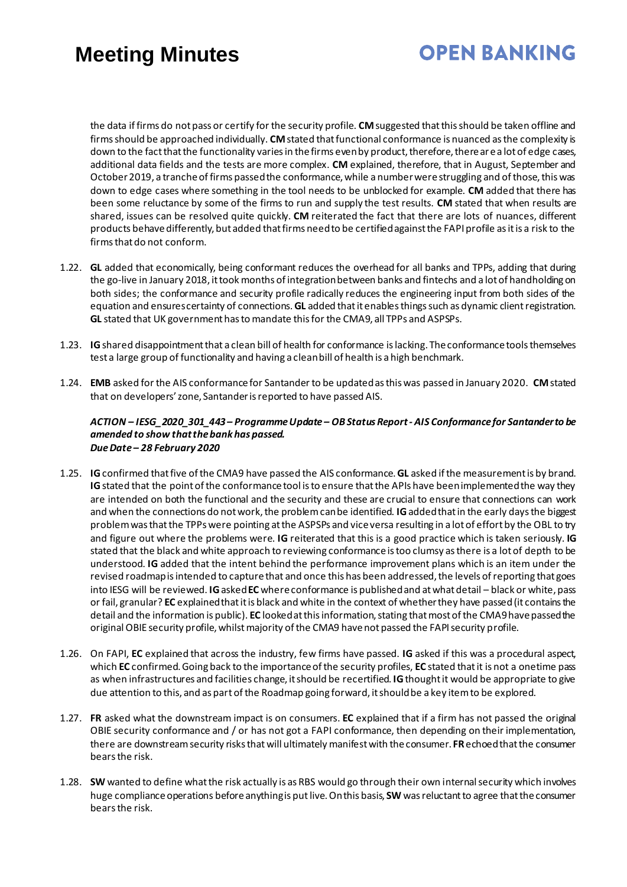the data if firms do not pass or certify for the security profile. **CM** suggested that this should be taken offline and firms should be approached individually. **CM** stated that functional conformance is nuanced as the complexity is down to the fact that the functionality varies in the firms even by product, therefore, there are a lot of edge cases, additional data fields and the tests are more complex. **CM** explained, therefore, that in August, September and October 2019, a tranche of firms passed the conformance, while a number were struggling and of those, this was down to edge cases where something in the tool needs to be unblocked for example. **CM** added that there has been some reluctance by some of the firms to run and supply the test results. **CM** stated that when results are shared, issues can be resolved quite quickly. **CM** reiterated the fact that there are lots of nuances, different products behave differently, but added that firms need to be certified against the FAPI profile as it is a risk to the firms that do not conform.

1.22. **GL** added that economically, being conformant reduces the overhead for all banks and TPPs, adding that during the go-live in January 2018, it took months of integration between banks and fintechs and a lot of handholding on both sides; the conformance and security profile radically reduces the engineering input from both sides of the equation and ensures certainty of connections. **GL** added that it enables things such as dynamic client registration. **GL** stated that UK government has to mandate this for the CMA9, all TPPs and ASPSPs.

1.23. **IG** shared disappointment that a clean bill of health for conformance is lacking. The conformance tools themselves test a large group of functionality and having a clean bill of health is a high benchmark.

1.24. **EMB** asked for the AIS conformance for Santander to be updated as this was passed in January 2020. **CM** stated that on developers' zone, Santander is reported to have passed AIS.

***ACTION – IESG_2020_301_443 – Programme Update – OB Status Report - AIS Conformance for Santander to be amended to show that the bank has passed.***
***Due Date – 28 February 2020***

1.25. **IG** confirmed that five of the CMA9 have passed the AIS conformance. **GL** asked if the measurement is by brand. **IG** stated that the point of the conformance tool is to ensure that the APIs have been implemented the way they are intended on both the functional and the security and these are crucial to ensure that connections can work and when the connections do not work, the problem can be identified. **IG** added that in the early days the biggest problem was that the TPPs were pointing at the ASPSPs and vice versa resulting in a lot of effort by the OBL to try and figure out where the problems were. **IG** reiterated that this is a good practice which is taken seriously. **IG** stated that the black and white approach to reviewing conformance is too clumsy as there is a lot of depth to be understood. **IG** added that the intent behind the performance improvement plans which is an item under the revised roadmap is intended to capture that and once this has been addressed, the levels of reporting that goes into IESG will be reviewed. **IG** asked **EC** where conformance is published and at what detail – black or white, pass or fail, granular? **EC** explained that it is black and white in the context of whether they have passed (it contains the detail and the information is public). **EC** looked at this information, stating that most of the CMA9 have passed the original OBIE security profile, whilst majority of the CMA9 have not passed the FAPI security profile.

1.26. On FAPI, **EC** explained that across the industry, few firms have passed. **IG** asked if this was a procedural aspect, which **EC** confirmed. Going back to the importance of the security profiles, **EC** stated that it is not a onetime pass as when infrastructures and facilities change, it should be recertified. **IG** thought it would be appropriate to give due attention to this, and as part of the Roadmap going forward, it should be a key item to be explored.

1.27. **FR** asked what the downstream impact is on consumers. **EC** explained that if a firm has not passed the original OBIE security conformance and / or has not got a FAPI conformance, then depending on their implementation, there are downstream security risks that will ultimately manifest with the consumer. **FR** echoed that the consumer bears the risk.

1.28. **SW** wanted to define what the risk actually is as RBS would go through their own internal security which involves huge compliance operations before anything is put live. On this basis, **SW** was reluctant to agree that the consumer bears the risk.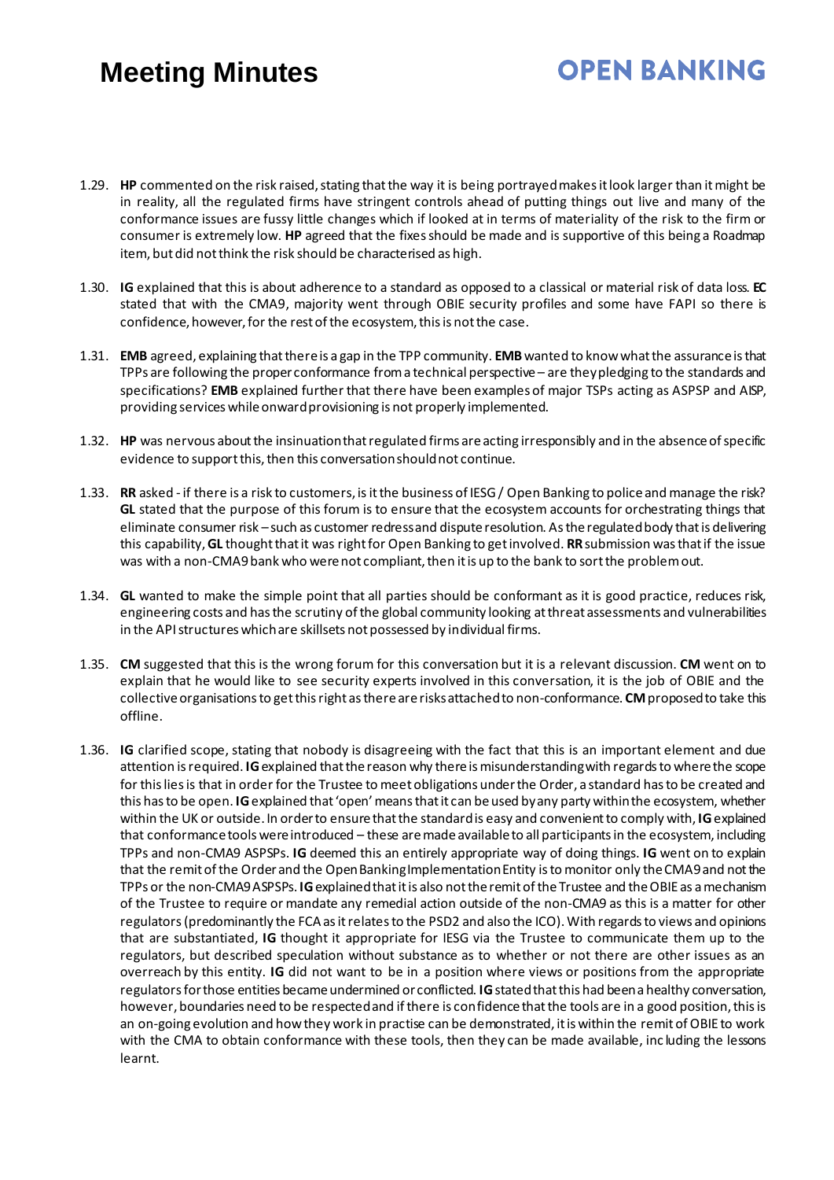1.29. **HP** commented on the risk raised, stating that the way it is being portrayed makes it look larger than it might be in reality, all the regulated firms have stringent controls ahead of putting things out live and many of the conformance issues are fussy little changes which if looked at in terms of materiality of the risk to the firm or consumer is extremely low. **HP** agreed that the fixes should be made and is supportive of this being a Roadmap item, but did not think the risk should be characterised as high.

1.30. **IG** explained that this is about adherence to a standard as opposed to a classical or material risk of data loss. **EC** stated that with the CMA9, majority went through OBIE security profiles and some have FAPI so there is confidence, however, for the rest of the ecosystem, this is not the case.

1.31. **EMB** agreed, explaining that there is a gap in the TPP community. **EMB** wanted to know what the assurance is that TPPs are following the proper conformance from a technical perspective – are they pledging to the standards and specifications? **EMB** explained further that there have been examples of major TSPs acting as ASPSP and AISP, providing services while onward provisioning is not properly implemented.

1.32. **HP** was nervous about the insinuation that regulated firms are acting irresponsibly and in the absence of specific evidence to support this, then this conversation should not continue.

1.33. **RR** asked - if there is a risk to customers, is it the business of IESG / Open Banking to police and manage the risk? **GL** stated that the purpose of this forum is to ensure that the ecosystem accounts for orchestrating things that eliminate consumer risk – such as customer redress and dispute resolution. As the regulated body that is delivering this capability, **GL** thought that it was right for Open Banking to get involved. **RR** submission was that if the issue was with a non-CMA9 bank who were not compliant, then it is up to the bank to sort the problem out.

1.34. **GL** wanted to make the simple point that all parties should be conformant as it is good practice, reduces risk, engineering costs and has the scrutiny of the global community looking at threat assessments and vulnerabilities in the API structures which are skillsets not possessed by individual firms.

1.35. **CM** suggested that this is the wrong forum for this conversation but it is a relevant discussion. **CM** went on to explain that he would like to see security experts involved in this conversation, it is the job of OBIE and the collective organisations to get this right as there are risks attached to non-conformance. **CM** proposed to take this offline.

1.36. **IG** clarified scope, stating that nobody is disagreeing with the fact that this is an important element and due attention is required. **IG** explained that the reason why there is misunderstanding with regards to where the scope for this lies is that in order for the Trustee to meet obligations under the Order, a standard has to be created and this has to be open. **IG** explained that 'open' means that it can be used by any party within the ecosystem, whether within the UK or outside. In order to ensure that the standard is easy and convenient to comply with, **IG** explained that conformance tools were introduced – these are made available to all participants in the ecosystem, including TPPs and non-CMA9 ASPSPs. **IG** deemed this an entirely appropriate way of doing things. **IG** went on to explain that the remit of the Order and the Open Banking Implementation Entity is to monitor only the CMA9 and not the TPPs or the non-CMA9 ASPSPs. **IG** explained that it is also not the remit of the Trustee and the OBIE as a mechanism of the Trustee to require or mandate any remedial action outside of the non-CMA9 as this is a matter for other regulators (predominantly the FCA as it relates to the PSD2 and also the ICO). With regards to views and opinions that are substantiated, **IG** thought it appropriate for IESG via the Trustee to communicate them up to the regulators, but described speculation without substance as to whether or not there are other issues as an overreach by this entity. **IG** did not want to be in a position where views or positions from the appropriate regulators for those entities became undermined or conflicted. **IG** stated that this had been a healthy conversation, however, boundaries need to be respected and if there is confidence that the tools are in a good position, this is an on-going evolution and how they work in practise can be demonstrated, it is within the remit of OBIE to work with the CMA to obtain conformance with these tools, then they can be made available, including the lessons learnt.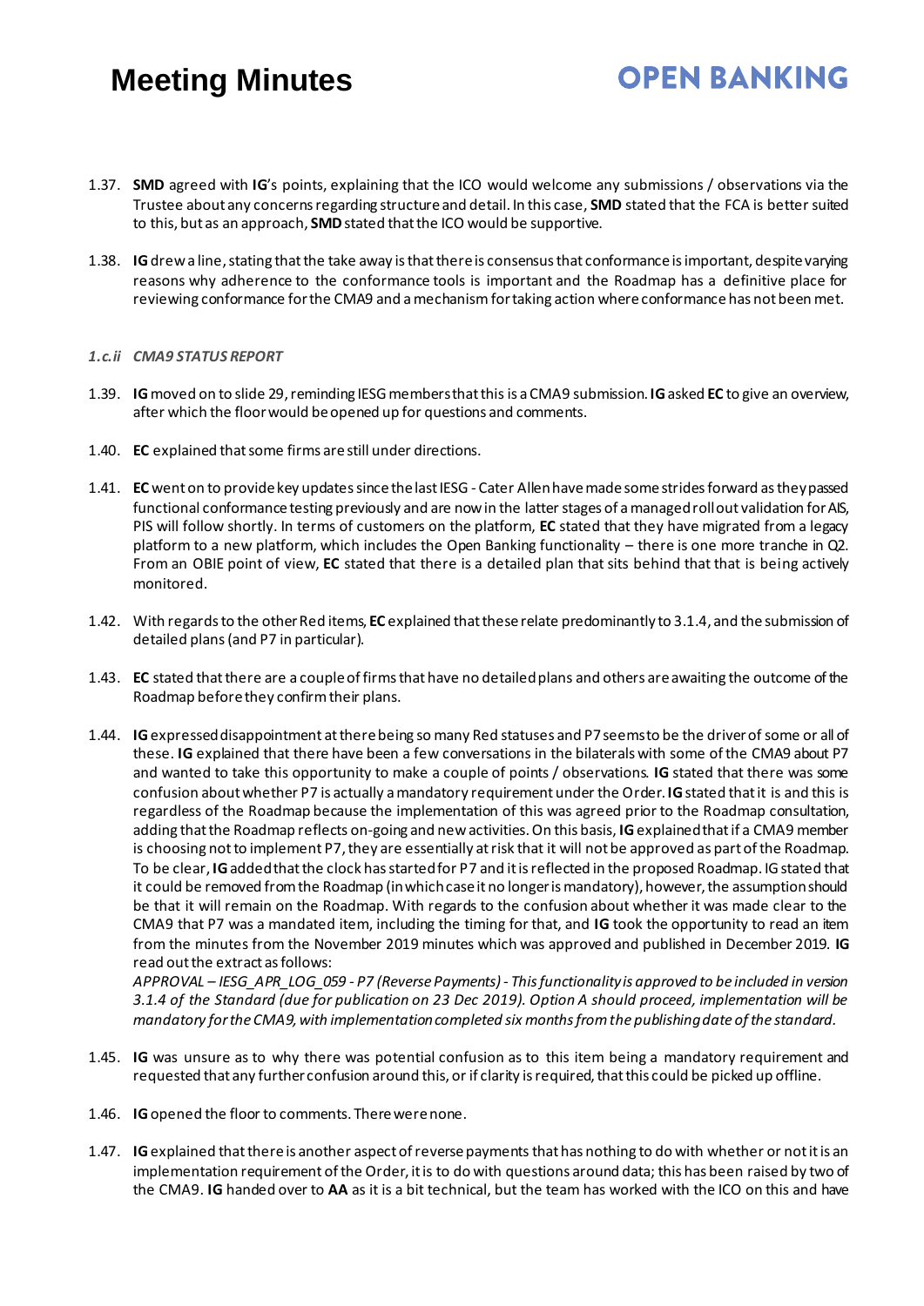1.37. **SMD** agreed with **IG**'s points, explaining that the ICO would welcome any submissions / observations via the Trustee about any concerns regarding structure and detail. In this case, **SMD** stated that the FCA is better suited to this, but as an approach, **SMD** stated that the ICO would be supportive.

1.38. **IG** drew a line, stating that the take away is that there is consensus that conformance is important, despite varying reasons why adherence to the conformance tools is important and the Roadmap has a definitive place for reviewing conformance for the CMA9 and a mechanism for taking action where conformance has not been met.

*1.c.ii CMA9 STATUS REPORT*

1.39. **IG** moved on to slide 29, reminding IESG members that this is a CMA9 submission. **IG** asked **EC** to give an overview, after which the floor would be opened up for questions and comments.

1.40. **EC** explained that some firms are still under directions.

1.41. **EC** went on to provide key updates since the last IESG - Cater Allen have made some strides forward as they passed functional conformance testing previously and are now in the latter stages of a managed roll out validation for AIS, PIS will follow shortly. In terms of customers on the platform, **EC** stated that they have migrated from a legacy platform to a new platform, which includes the Open Banking functionality – there is one more tranche in Q2. From an OBIE point of view, **EC** stated that there is a detailed plan that sits behind that that is being actively monitored.

1.42. With regards to the other Red items, **EC** explained that these relate predominantly to 3.1.4, and the submission of detailed plans (and P7 in particular).

1.43. **EC** stated that there are a couple of firms that have no detailed plans and others are awaiting the outcome of the Roadmap before they confirm their plans.

1.44. **IG** expressed disappointment at there being so many Red statuses and P7 seems to be the driver of some or all of these. **IG** explained that there have been a few conversations in the bilaterals with some of the CMA9 about P7 and wanted to take this opportunity to make a couple of points / observations. **IG** stated that there was some confusion about whether P7 is actually a mandatory requirement under the Order. **IG** stated that it is and this is regardless of the Roadmap because the implementation of this was agreed prior to the Roadmap consultation, adding that the Roadmap reflects on-going and new activities. On this basis, **IG** explained that if a CMA9 member is choosing not to implement P7, they are essentially at risk that it will not be approved as part of the Roadmap. To be clear, **IG** added that the clock has started for P7 and it is reflected in the proposed Roadmap. IG stated that it could be removed from the Roadmap (in which case it no longer is mandatory), however, the assumption should be that it will remain on the Roadmap. With regards to the confusion about whether it was made clear to the CMA9 that P7 was a mandated item, including the timing for that, and **IG** took the opportunity to read an item from the minutes from the November 2019 minutes which was approved and published in December 2019. **IG** read out the extract as follows:
*APPROVAL – IESG_APR_LOG_059 - P7 (Reverse Payments) - This functionality is approved to be included in version 3.1.4 of the Standard (due for publication on 23 Dec 2019). Option A should proceed, implementation will be mandatory for the CMA9, with implementation completed six months from the publishing date of the standard.*

1.45. **IG** was unsure as to why there was potential confusion as to this item being a mandatory requirement and requested that any further confusion around this, or if clarity is required, that this could be picked up offline.

1.46. **IG** opened the floor to comments. There were none.

1.47. **IG** explained that there is another aspect of reverse payments that has nothing to do with whether or not it is an implementation requirement of the Order, it is to do with questions around data; this has been raised by two of the CMA9. **IG** handed over to **AA** as it is a bit technical, but the team has worked with the ICO on this and have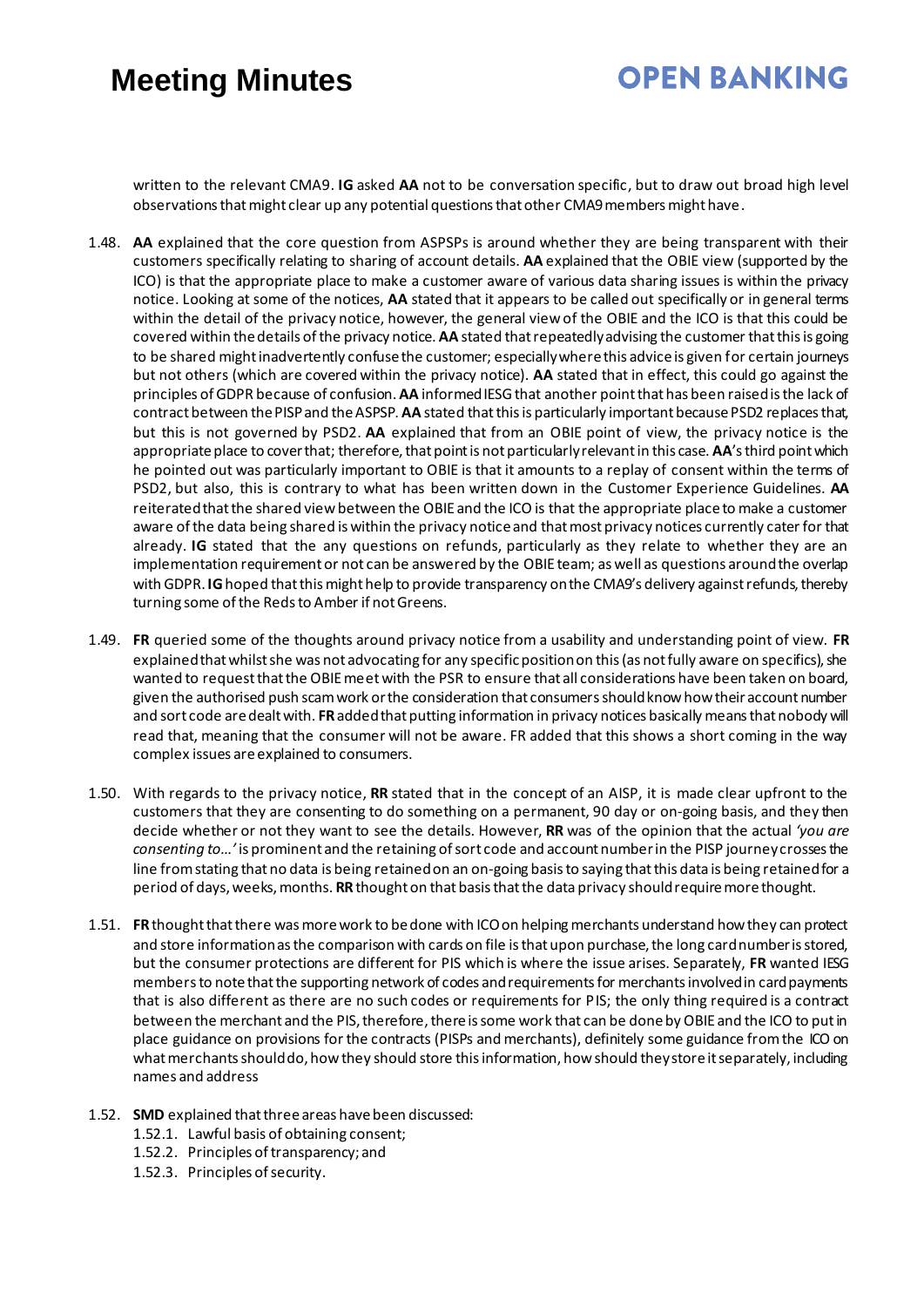written to the relevant CMA9. **IG** asked **AA** not to be conversation specific, but to draw out broad high level observations that might clear up any potential questions that other CMA9 members might have.

1.48. **AA** explained that the core question from ASPSPs is around whether they are being transparent with their customers specifically relating to sharing of account details. **AA** explained that the OBIE view (supported by the ICO) is that the appropriate place to make a customer aware of various data sharing issues is within the privacy notice. Looking at some of the notices, **AA** stated that it appears to be called out specifically or in general terms within the detail of the privacy notice, however, the general view of the OBIE and the ICO is that this could be covered within the details of the privacy notice. **AA** stated that repeatedly advising the customer that this is going to be shared might inadvertently confuse the customer; especially where this advice is given for certain journeys but not others (which are covered within the privacy notice). **AA** stated that in effect, this could go against the principles of GDPR because of confusion. **AA** informed IESG that another point that has been raised is the lack of contract between the PISP and the ASPSP. **AA** stated that this is particularly important because PSD2 replaces that, but this is not governed by PSD2. **AA** explained that from an OBIE point of view, the privacy notice is the appropriate place to cover that; therefore, that point is not particularly relevant in this case. **AA**'s third point which he pointed out was particularly important to OBIE is that it amounts to a replay of consent within the terms of PSD2, but also, this is contrary to what has been written down in the Customer Experience Guidelines. **AA** reiterated that the shared view between the OBIE and the ICO is that the appropriate place to make a customer aware of the data being shared is within the privacy notice and that most privacy notices currently cater for that already. **IG** stated that the any questions on refunds, particularly as they relate to whether they are an implementation requirement or not can be answered by the OBIE team; as well as questions around the overlap with GDPR. **IG** hoped that this might help to provide transparency on the CMA9's delivery against refunds, thereby turning some of the Reds to Amber if not Greens.

1.49. **FR** queried some of the thoughts around privacy notice from a usability and understanding point of view. **FR** explained that whilst she was not advocating for any specific position on this (as not fully aware on specifics), she wanted to request that the OBIE meet with the PSR to ensure that all considerations have been taken on board, given the authorised push scam work or the consideration that consumers should know how their account number and sort code are dealt with. **FR** added that putting information in privacy notices basically means that nobody will read that, meaning that the consumer will not be aware. FR added that this shows a short coming in the way complex issues are explained to consumers.

1.50. With regards to the privacy notice, **RR** stated that in the concept of an AISP, it is made clear upfront to the customers that they are consenting to do something on a permanent, 90 day or on-going basis, and they then decide whether or not they want to see the details. However, **RR** was of the opinion that the actual *'you are consenting to…'* is prominent and the retaining of sort code and account number in the PISP journey crosses the line from stating that no data is being retained on an on-going basis to saying that this data is being retained for a period of days, weeks, months. **RR** thought on that basis that the data privacy should require more thought.

1.51. **FR** thought that there was more work to be done with ICO on helping merchants understand how they can protect and store information as the comparison with cards on file is that upon purchase, the long card number is stored, but the consumer protections are different for PIS which is where the issue arises. Separately, **FR** wanted IESG members to note that the supporting network of codes and requirements for merchants involved in card payments that is also different as there are no such codes or requirements for PIS; the only thing required is a contract between the merchant and the PIS, therefore, there is some work that can be done by OBIE and the ICO to put in place guidance on provisions for the contracts (PISPs and merchants), definitely some guidance from the ICO on what merchants should do, how they should store this information, how should they store it separately, including names and address

1.52. **SMD** explained that three areas have been discussed:
  1.52.1. Lawful basis of obtaining consent;
  1.52.2. Principles of transparency; and
  1.52.3. Principles of security.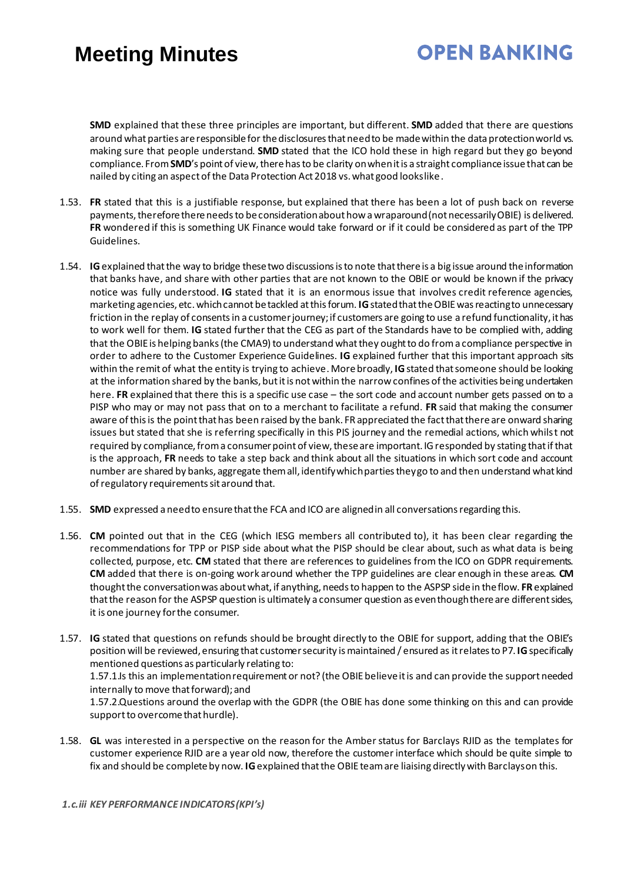**SMD** explained that these three principles are important, but different. **SMD** added that there are questions around what parties are responsible for the disclosures that need to be made within the data protection world vs. making sure that people understand. **SMD** stated that the ICO hold these in high regard but they go beyond compliance. From **SMD**'s point of view, there has to be clarity on when it is a straight compliance issue that can be nailed by citing an aspect of the Data Protection Act 2018 vs. what good looks like.

1.53. **FR** stated that this is a justifiable response, but explained that there has been a lot of push back on reverse payments, therefore there needs to be consideration about how a wraparound (not necessarily OBIE) is delivered. **FR** wondered if this is something UK Finance would take forward or if it could be considered as part of the TPP Guidelines.

1.54. **IG** explained that the way to bridge these two discussions is to note that there is a big issue around the information that banks have, and share with other parties that are not known to the OBIE or would be known if the privacy notice was fully understood. **IG** stated that it is an enormous issue that involves credit reference agencies, marketing agencies, etc. which cannot be tackled at this forum. **IG** stated that the OBIE was reacting to unnecessary friction in the replay of consents in a customer journey; if customers are going to use a refund functionality, it has to work well for them. **IG** stated further that the CEG as part of the Standards have to be complied with, adding that the OBIE is helping banks (the CMA9) to understand what they ought to do from a compliance perspective in order to adhere to the Customer Experience Guidelines. **IG** explained further that this important approach sits within the remit of what the entity is trying to achieve. More broadly, **IG** stated that someone should be looking at the information shared by the banks, but it is not within the narrow confines of the activities being undertaken here. **FR** explained that there this is a specific use case – the sort code and account number gets passed on to a PISP who may or may not pass that on to a merchant to facilitate a refund. **FR** said that making the consumer aware of this is the point that has been raised by the bank. FR appreciated the fact that there are onward sharing issues but stated that she is referring specifically in this PIS journey and the remedial actions, which whilst not required by compliance, from a consumer point of view, these are important. IG responded by stating that if that is the approach, **FR** needs to take a step back and think about all the situations in which sort code and account number are shared by banks, aggregate them all, identify which parties they go to and then understand what kind of regulatory requirements sit around that.

1.55. **SMD** expressed a need to ensure that the FCA and ICO are aligned in all conversations regarding this.

1.56. **CM** pointed out that in the CEG (which IESG members all contributed to), it has been clear regarding the recommendations for TPP or PISP side about what the PISP should be clear about, such as what data is being collected, purpose, etc. **CM** stated that there are references to guidelines from the ICO on GDPR requirements. **CM** added that there is on-going work around whether the TPP guidelines are clear enough in these areas. **CM** thought the conversation was about what, if anything, needs to happen to the ASPSP side in the flow. **FR** explained that the reason for the ASPSP question is ultimately a consumer question as even though there are different sides, it is one journey for the consumer.

1.57. **IG** stated that questions on refunds should be brought directly to the OBIE for support, adding that the OBIE's position will be reviewed, ensuring that customer security is maintained / ensured as it relates to P7. **IG** specifically mentioned questions as particularly relating to:

1.57.1. Is this an implementation requirement or not? (the OBIE believe it is and can provide the support needed internally to move that forward); and

1.57.2. Questions around the overlap with the GDPR (the OBIE has done some thinking on this and can provide support to overcome that hurdle).

1.58. **GL** was interested in a perspective on the reason for the Amber status for Barclays RJID as the templates for customer experience RJID are a year old now, therefore the customer interface which should be quite simple to fix and should be complete by now. **IG** explained that the OBIE team are liaising directly with Barclays on this.

***1.c.iii KEY PERFORMANCE INDICATORS (KPI's)***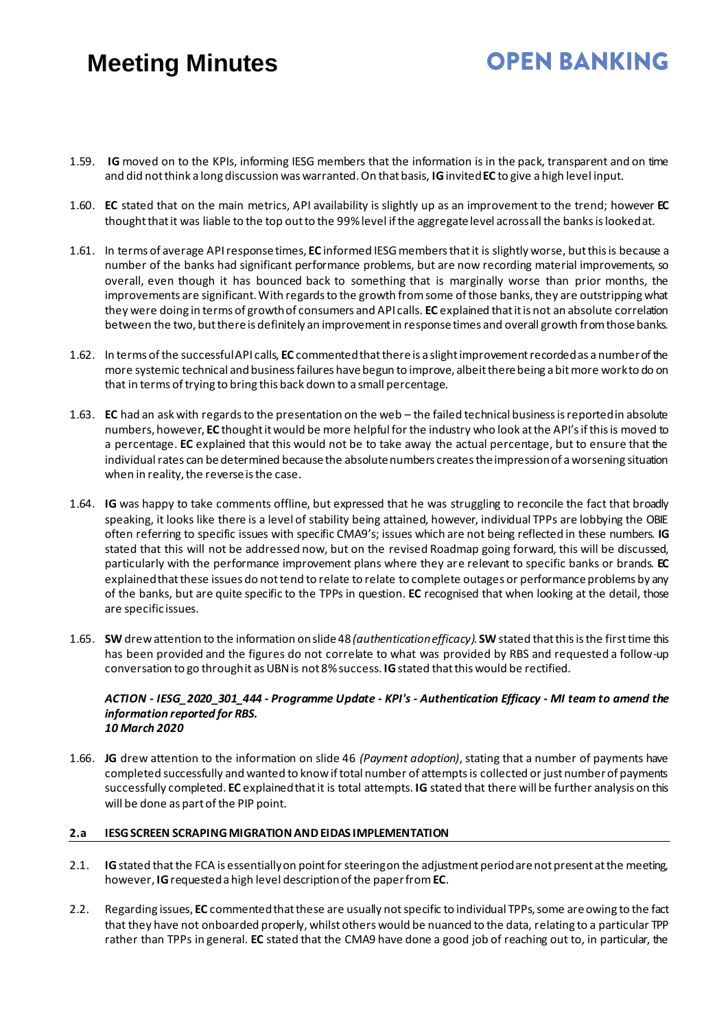1.59. **IG** moved on to the KPIs, informing IESG members that the information is in the pack, transparent and on time and did not think a long discussion was warranted. On that basis, **IG** invited **EC** to give a high level input.

1.60. **EC** stated that on the main metrics, API availability is slightly up as an improvement to the trend; however **EC** thought that it was liable to the top out to the 99% level if the aggregate level across all the banks is looked at.

1.61. In terms of average API response times, **EC** informed IESG members that it is slightly worse, but this is because a number of the banks had significant performance problems, but are now recording material improvements, so overall, even though it has bounced back to something that is marginally worse than prior months, the improvements are significant. With regards to the growth from some of those banks, they are outstripping what they were doing in terms of growth of consumers and API calls. **EC** explained that it is not an absolute correlation between the two, but there is definitely an improvement in response times and overall growth from those banks.

1.62. In terms of the successful API calls, **EC** commented that there is a slight improvement recorded as a number of the more systemic technical and business failures have begun to improve, albeit there being a bit more work to do on that in terms of trying to bring this back down to a small percentage.

1.63. **EC** had an ask with regards to the presentation on the web – the failed technical business is reported in absolute numbers, however, **EC** thought it would be more helpful for the industry who look at the API's if this is moved to a percentage. **EC** explained that this would not be to take away the actual percentage, but to ensure that the individual rates can be determined because the absolute numbers creates the impression of a worsening situation when in reality, the reverse is the case.

1.64. **IG** was happy to take comments offline, but expressed that he was struggling to reconcile the fact that broadly speaking, it looks like there is a level of stability being attained, however, individual TPPs are lobbying the OBIE often referring to specific issues with specific CMA9's; issues which are not being reflected in these numbers. **IG** stated that this will not be addressed now, but on the revised Roadmap going forward, this will be discussed, particularly with the performance improvement plans where they are relevant to specific banks or brands. **EC** explained that these issues do not tend to relate to relate to complete outages or performance problems by any of the banks, but are quite specific to the TPPs in question. **EC** recognised that when looking at the detail, those are specific issues.

1.65. **SW** drew attention to the information on slide 48 *(authentication efficacy)*. **SW** stated that this is the first time this has been provided and the figures do not correlate to what was provided by RBS and requested a follow-up conversation to go through it as UBN is not 8% success. **IG** stated that this would be rectified.

***ACTION - IESG_2020_301_444 - Programme Update - KPI's - Authentication Efficacy - MI team to amend the information reported for RBS.***
***10 March 2020***

1.66. **JG** drew attention to the information on slide 46 *(Payment adoption)*, stating that a number of payments have completed successfully and wanted to know if total number of attempts is collected or just number of payments successfully completed. **EC** explained that it is total attempts. **IG** stated that there will be further analysis on this will be done as part of the PIP point.

## 2.a IESG SCREEN SCRAPING MIGRATION AND EIDAS IMPLEMENTATION

2.1. **IG** stated that the FCA is essentially on point for steering on the adjustment period are not present at the meeting, however, **IG** requested a high level description of the paper from **EC**.

2.2. Regarding issues, **EC** commented that these are usually not specific to individual TPPs, some are owing to the fact that they have not onboarded properly, whilst others would be nuanced to the data, relating to a particular TPP rather than TPPs in general. **EC** stated that the CMA9 have done a good job of reaching out to, in particular, the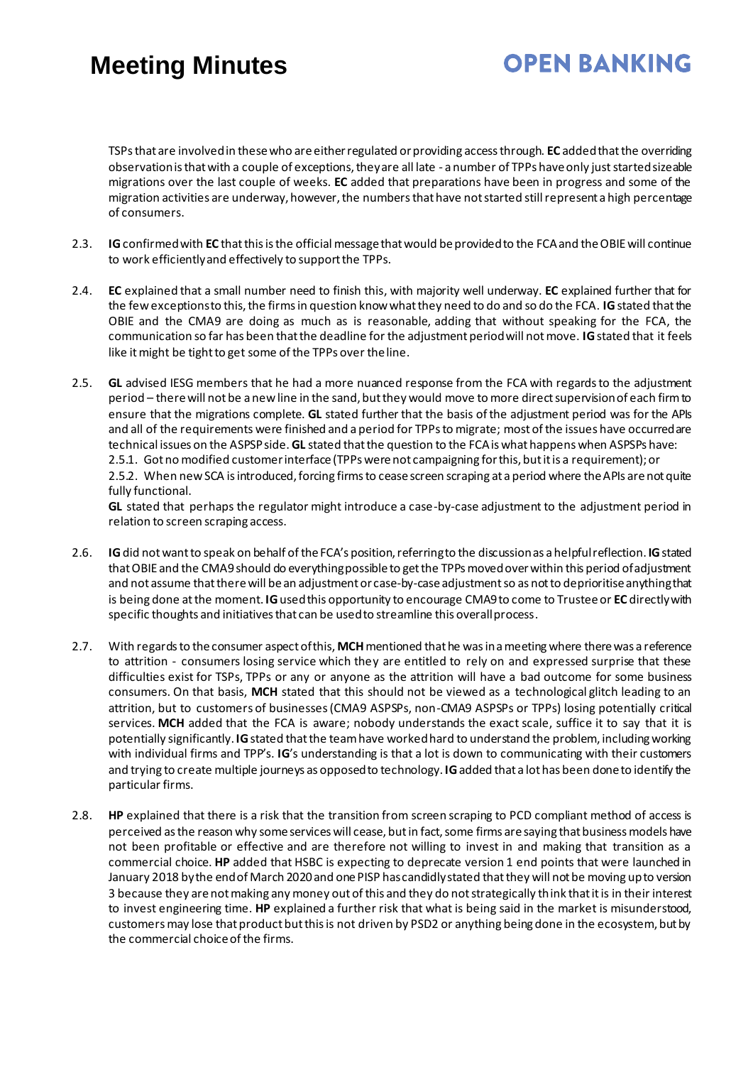TSPs that are involved in these who are either regulated or providing access through. **EC** added that the overriding observation is that with a couple of exceptions, they are all late - a number of TPPs have only just started sizeable migrations over the last couple of weeks. **EC** added that preparations have been in progress and some of the migration activities are underway, however, the numbers that have not started still represent a high percentage of consumers.

2.3. **IG** confirmed with **EC** that this is the official message that would be provided to the FCA and the OBIE will continue to work efficiently and effectively to support the TPPs.

2.4. **EC** explained that a small number need to finish this, with majority well underway. **EC** explained further that for the few exceptions to this, the firms in question know what they need to do and so do the FCA. **IG** stated that the OBIE and the CMA9 are doing as much as is reasonable, adding that without speaking for the FCA, the communication so far has been that the deadline for the adjustment period will not move. **IG** stated that it feels like it might be tight to get some of the TPPs over the line.

2.5. **GL** advised IESG members that he had a more nuanced response from the FCA with regards to the adjustment period – there will not be a new line in the sand, but they would move to more direct supervision of each firm to ensure that the migrations complete. **GL** stated further that the basis of the adjustment period was for the APIs and all of the requirements were finished and a period for TPPs to migrate; most of the issues have occurred are technical issues on the ASPSP side. **GL** stated that the question to the FCA is what happens when ASPSPs have:

2.5.1. Got no modified customer interface (TPPs were not campaigning for this, but it is a requirement); or

2.5.2. When new SCA is introduced, forcing firms to cease screen scraping at a period where the APIs are not quite fully functional.

**GL** stated that perhaps the regulator might introduce a case-by-case adjustment to the adjustment period in relation to screen scraping access.

2.6. **IG** did not want to speak on behalf of the FCA's position, referring to the discussion as a helpful reflection. **IG** stated that OBIE and the CMA9 should do everything possible to get the TPPs moved over within this period of adjustment and not assume that there will be an adjustment or case-by-case adjustment so as not to deprioritise anything that is being done at the moment. **IG** used this opportunity to encourage CMA9 to come to Trustee or **EC** directly with specific thoughts and initiatives that can be used to streamline this overall process.

2.7. With regards to the consumer aspect of this, **MCH** mentioned that he was in a meeting where there was a reference to attrition - consumers losing service which they are entitled to rely on and expressed surprise that these difficulties exist for TSPs, TPPs or any or anyone as the attrition will have a bad outcome for some business consumers. On that basis, **MCH** stated that this should not be viewed as a technological glitch leading to an attrition, but to customers of businesses (CMA9 ASPSPs, non-CMA9 ASPSPs or TPPs) losing potentially critical services. **MCH** added that the FCA is aware; nobody understands the exact scale, suffice it to say that it is potentially significantly. **IG** stated that the team have worked hard to understand the problem, including working with individual firms and TPP's. **IG**'s understanding is that a lot is down to communicating with their customers and trying to create multiple journeys as opposed to technology. **IG** added that a lot has been done to identify the particular firms.

2.8. **HP** explained that there is a risk that the transition from screen scraping to PCD compliant method of access is perceived as the reason why some services will cease, but in fact, some firms are saying that business models have not been profitable or effective and are therefore not willing to invest in and making that transition as a commercial choice. **HP** added that HSBC is expecting to deprecate version 1 end points that were launched in January 2018 by the end of March 2020 and one PISP has candidly stated that they will not be moving up to version 3 because they are not making any money out of this and they do not strategically think that it is in their interest to invest engineering time. **HP** explained a further risk that what is being said in the market is misunderstood, customers may lose that product but this is not driven by PSD2 or anything being done in the ecosystem, but by the commercial choice of the firms.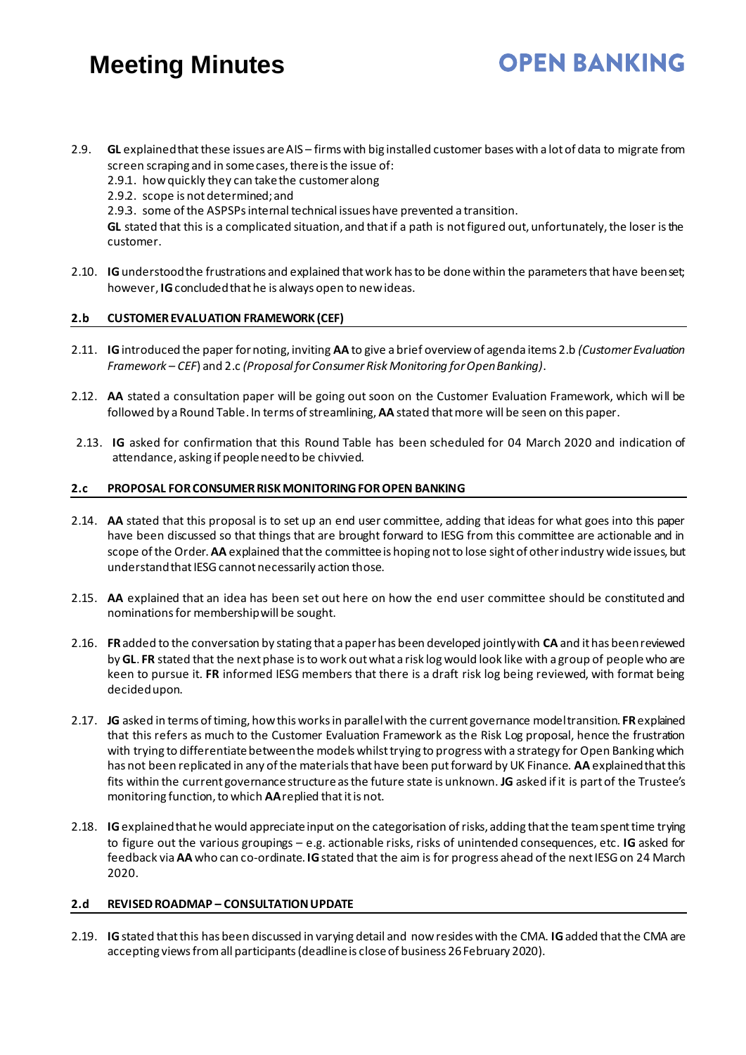2.9. **GL** explained that these issues are AIS – firms with big installed customer bases with a lot of data to migrate from screen scraping and in some cases, there is the issue of:
   2.9.1. how quickly they can take the customer along
   2.9.2. scope is not determined; and
   2.9.3. some of the ASPSPs internal technical issues have prevented a transition.
   **GL** stated that this is a complicated situation, and that if a path is not figured out, unfortunately, the loser is the customer.

2.10. **IG** understood the frustrations and explained that work has to be done within the parameters that have been set; however, **IG** concluded that he is always open to new ideas.

## 2.b CUSTOMER EVALUATION FRAMEWORK (CEF)

2.11. **IG** introduced the paper for noting, inviting **AA** to give a brief overview of agenda items 2.b *(Customer Evaluation Framework – CEF*) and 2.c *(Proposal for Consumer Risk Monitoring for Open Banking)*.

2.12. **AA** stated a consultation paper will be going out soon on the Customer Evaluation Framework, which will be followed by a Round Table. In terms of streamlining, **AA** stated that more will be seen on this paper.

2.13. **IG** asked for confirmation that this Round Table has been scheduled for 04 March 2020 and indication of attendance, asking if people need to be chivvied.

## 2.c PROPOSAL FOR CONSUMER RISK MONITORING FOR OPEN BANKING

2.14. **AA** stated that this proposal is to set up an end user committee, adding that ideas for what goes into this paper have been discussed so that things that are brought forward to IESG from this committee are actionable and in scope of the Order. **AA** explained that the committee is hoping not to lose sight of other industry wide issues, but understand that IESG cannot necessarily action those.

2.15. **AA** explained that an idea has been set out here on how the end user committee should be constituted and nominations for membership will be sought.

2.16. **FR** added to the conversation by stating that a paper has been developed jointly with **CA** and it has been reviewed by **GL**. **FR** stated that the next phase is to work out what a risk log would look like with a group of people who are keen to pursue it. **FR** informed IESG members that there is a draft risk log being reviewed, with format being decided upon.

2.17. **JG** asked in terms of timing, how this works in parallel with the current governance model transition. **FR** explained that this refers as much to the Customer Evaluation Framework as the Risk Log proposal, hence the frustration with trying to differentiate between the models whilst trying to progress with a strategy for Open Banking which has not been replicated in any of the materials that have been put forward by UK Finance. **AA** explained that this fits within the current governance structure as the future state is unknown. **JG** asked if it is part of the Trustee's monitoring function, to which **AA** replied that it is not.

2.18. **IG** explained that he would appreciate input on the categorisation of risks, adding that the team spent time trying to figure out the various groupings – e.g. actionable risks, risks of unintended consequences, etc. **IG** asked for feedback via **AA** who can co-ordinate. **IG** stated that the aim is for progress ahead of the next IESG on 24 March 2020.

## 2.d REVISED ROADMAP – CONSULTATION UPDATE

2.19. **IG** stated that this has been discussed in varying detail and now resides with the CMA. **IG** added that the CMA are accepting views from all participants (deadline is close of business 26 February 2020).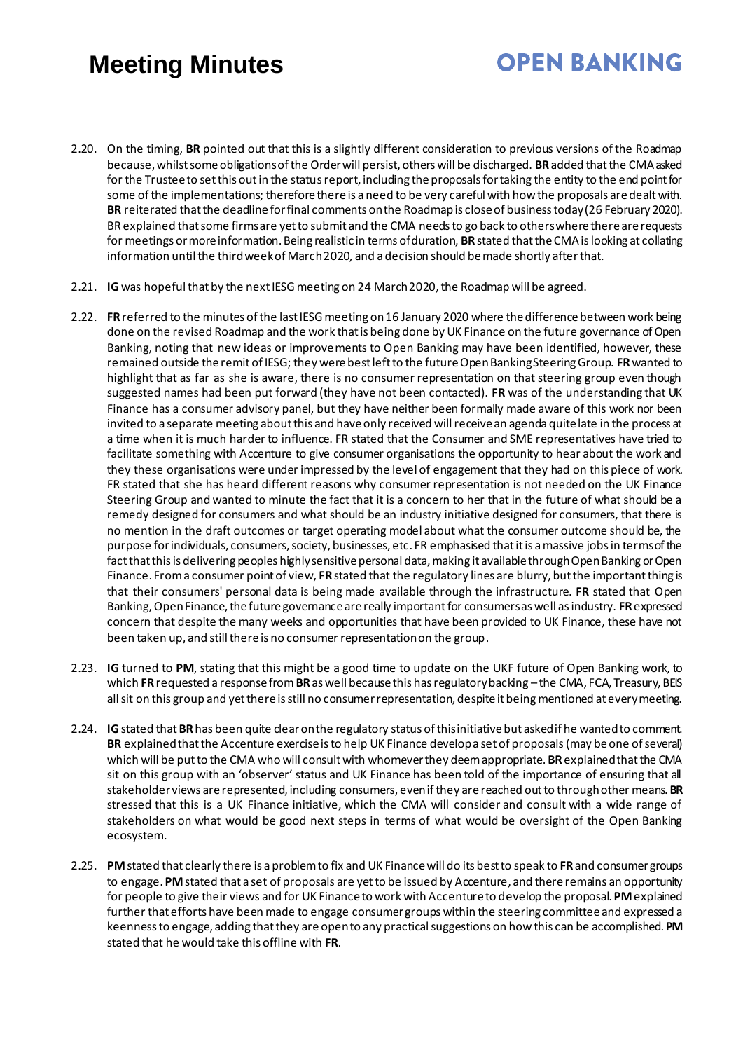2.20. On the timing, **BR** pointed out that this is a slightly different consideration to previous versions of the Roadmap because, whilst some obligations of the Order will persist, others will be discharged. **BR** added that the CMA asked for the Trustee to set this out in the status report, including the proposals for taking the entity to the end point for some of the implementations; therefore there is a need to be very careful with how the proposals are dealt with. **BR** reiterated that the deadline for final comments on the Roadmap is close of business today (26 February 2020). BR explained that some firms are yet to submit and the CMA needs to go back to others where there are requests for meetings or more information. Being realistic in terms of duration, **BR** stated that the CMA is looking at collating information until the third week of March 2020, and a decision should be made shortly after that.

2.21. **IG** was hopeful that by the next IESG meeting on 24 March 2020, the Roadmap will be agreed.

2.22. **FR** referred to the minutes of the last IESG meeting on 16 January 2020 where the difference between work being done on the revised Roadmap and the work that is being done by UK Finance on the future governance of Open Banking, noting that new ideas or improvements to Open Banking may have been identified, however, these remained outside the remit of IESG; they were best left to the future Open Banking Steering Group. **FR** wanted to highlight that as far as she is aware, there is no consumer representation on that steering group even though suggested names had been put forward (they have not been contacted). **FR** was of the understanding that UK Finance has a consumer advisory panel, but they have neither been formally made aware of this work nor been invited to a separate meeting about this and have only received will receive an agenda quite late in the process at a time when it is much harder to influence. FR stated that the Consumer and SME representatives have tried to facilitate something with Accenture to give consumer organisations the opportunity to hear about the work and they these organisations were under impressed by the level of engagement that they had on this piece of work. FR stated that she has heard different reasons why consumer representation is not needed on the UK Finance Steering Group and wanted to minute the fact that it is a concern to her that in the future of what should be a remedy designed for consumers and what should be an industry initiative designed for consumers, that there is no mention in the draft outcomes or target operating model about what the consumer outcome should be, the purpose for individuals, consumers, society, businesses, etc. FR emphasised that it is a massive jobs in terms of the fact that this is delivering peoples highly sensitive personal data, making it available through Open Banking or Open Finance. From a consumer point of view, **FR** stated that the regulatory lines are blurry, but the important thing is that their consumers' personal data is being made available through the infrastructure. **FR** stated that Open Banking, Open Finance, the future governance are really important for consumers as well as industry. **FR** expressed concern that despite the many weeks and opportunities that have been provided to UK Finance, these have not been taken up, and still there is no consumer representation on the group.

2.23. **IG** turned to **PM**, stating that this might be a good time to update on the UKF future of Open Banking work, to which **FR** requested a response from **BR** as well because this has regulatory backing – the CMA, FCA, Treasury, BEIS all sit on this group and yet there is still no consumer representation, despite it being mentioned at every meeting.

2.24. **IG** stated that **BR** has been quite clear on the regulatory status of this initiative but asked if he wanted to comment. **BR** explained that the Accenture exercise is to help UK Finance develop a set of proposals (may be one of several) which will be put to the CMA who will consult with whomever they deem appropriate. **BR** explained that the CMA sit on this group with an 'observer' status and UK Finance has been told of the importance of ensuring that all stakeholder views are represented, including consumers, even if they are reached out to through other means. **BR** stressed that this is a UK Finance initiative, which the CMA will consider and consult with a wide range of stakeholders on what would be good next steps in terms of what would be oversight of the Open Banking ecosystem.

2.25. **PM** stated that clearly there is a problem to fix and UK Finance will do its best to speak to **FR** and consumer groups to engage. **PM** stated that a set of proposals are yet to be issued by Accenture, and there remains an opportunity for people to give their views and for UK Finance to work with Accenture to develop the proposal. **PM** explained further that efforts have been made to engage consumer groups within the steering committee and expressed a keenness to engage, adding that they are open to any practical suggestions on how this can be accomplished. **PM** stated that he would take this offline with **FR**.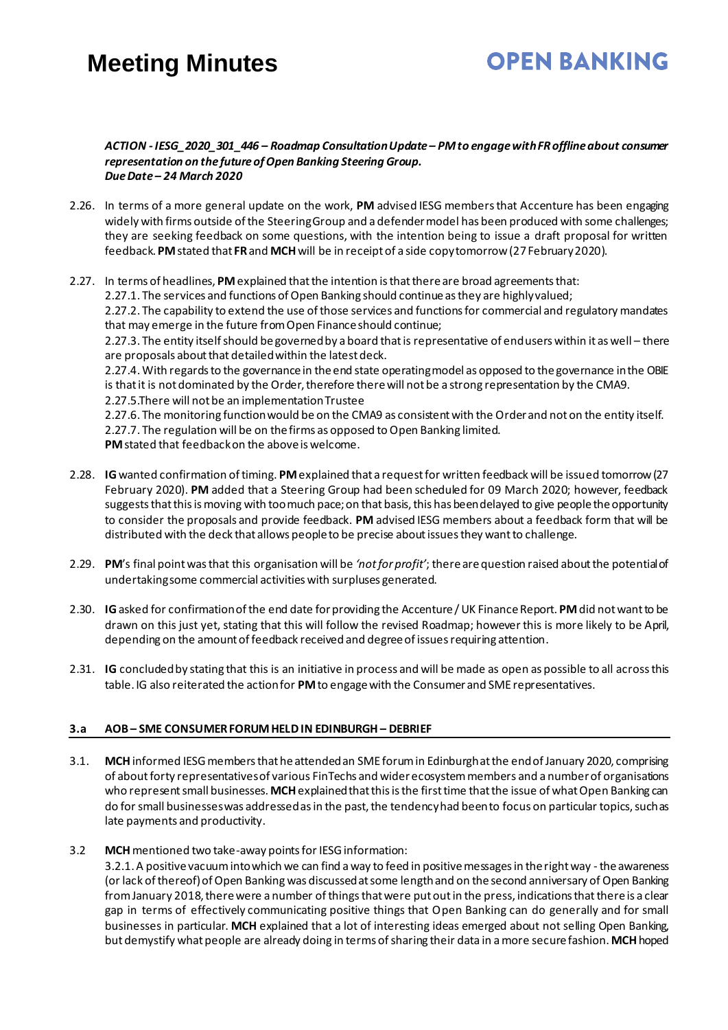***ACTION - IESG_2020_301_446 – Roadmap Consultation Update – PM to engage with FR offline about consumer representation on the future of Open Banking Steering Group.***
***Due Date – 24 March 2020***

2.26. In terms of a more general update on the work, **PM** advised IESG members that Accenture has been engaging widely with firms outside of the Steering Group and a defender model has been produced with some challenges; they are seeking feedback on some questions, with the intention being to issue a draft proposal for written feedback. **PM** stated that **FR** and **MCH** will be in receipt of a side copy tomorrow (27 February 2020).

2.27. In terms of headlines, **PM** explained that the intention is that there are broad agreements that:
2.27.1. The services and functions of Open Banking should continue as they are highly valued;
2.27.2. The capability to extend the use of those services and functions for commercial and regulatory mandates that may emerge in the future from Open Finance should continue;
2.27.3. The entity itself should be governed by a board that is representative of end users within it as well – there are proposals about that detailed within the latest deck.
2.27.4. With regards to the governance in the end state operating model as opposed to the governance in the OBIE is that it is not dominated by the Order, therefore there will not be a strong representation by the CMA9.
2.27.5.There will not be an implementation Trustee
2.27.6. The monitoring function would be on the CMA9 as consistent with the Order and not on the entity itself.
2.27.7. The regulation will be on the firms as opposed to Open Banking limited.
**PM** stated that feedback on the above is welcome.

2.28. **IG** wanted confirmation of timing. **PM** explained that a request for written feedback will be issued tomorrow (27 February 2020). **PM** added that a Steering Group had been scheduled for 09 March 2020; however, feedback suggests that this is moving with too much pace; on that basis, this has been delayed to give people the opportunity to consider the proposals and provide feedback. **PM** advised IESG members about a feedback form that will be distributed with the deck that allows people to be precise about issues they want to challenge.

2.29. **PM**'s final point was that this organisation will be *'not for profit'*; there are question raised about the potential of undertaking some commercial activities with surpluses generated.

2.30. **IG** asked for confirmation of the end date for providing the Accenture / UK Finance Report. **PM** did not want to be drawn on this just yet, stating that this will follow the revised Roadmap; however this is more likely to be April, depending on the amount of feedback received and degree of issues requiring attention.

2.31. **IG** concluded by stating that this is an initiative in process and will be made as open as possible to all across this table. IG also reiterated the action for **PM** to engage with the Consumer and SME representatives.

## 3.a AOB – SME CONSUMER FORUM HELD IN EDINBURGH – DEBRIEF

3.1. **MCH** informed IESG members that he attended an SME forum in Edinburgh at the end of January 2020, comprising of about forty representatives of various FinTechs and wider ecosystem members and a number of organisations who represent small businesses. **MCH** explained that this is the first time that the issue of what Open Banking can do for small businesses was addressed as in the past, the tendency had been to focus on particular topics, such as late payments and productivity.

3.2 **MCH** mentioned two take-away points for IESG information:
3.2.1. A positive vacuum into which we can find a way to feed in positive messages in the right way - the awareness (or lack of thereof) of Open Banking was discussed at some length and on the second anniversary of Open Banking from January 2018, there were a number of things that were put out in the press, indications that there is a clear gap in terms of effectively communicating positive things that Open Banking can do generally and for small businesses in particular. **MCH** explained that a lot of interesting ideas emerged about not selling Open Banking, but demystify what people are already doing in terms of sharing their data in a more secure fashion. **MCH** hoped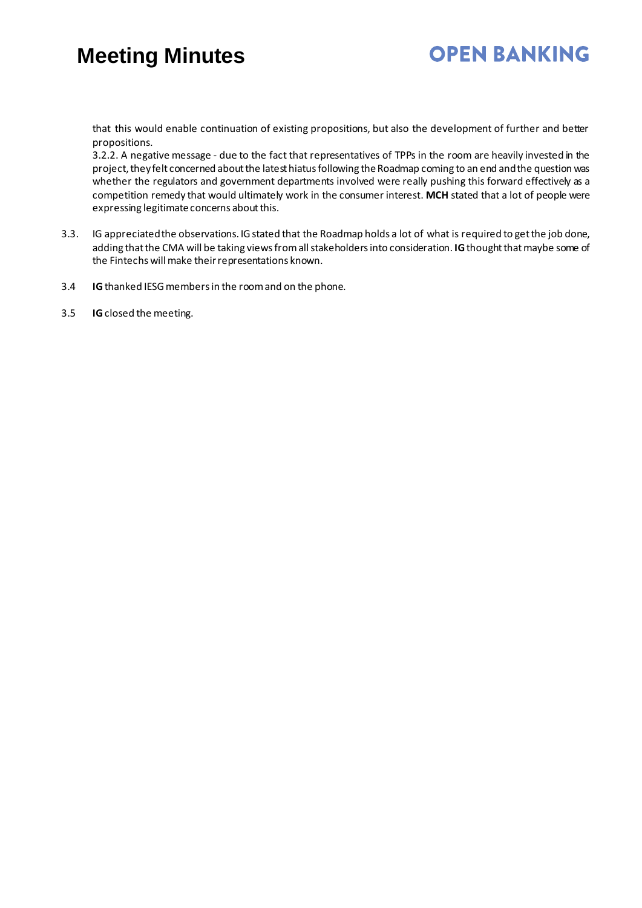that this would enable continuation of existing propositions, but also the development of further and better propositions.

3.2.2. A negative message - due to the fact that representatives of TPPs in the room are heavily invested in the project, they felt concerned about the latest hiatus following the Roadmap coming to an end and the question was whether the regulators and government departments involved were really pushing this forward effectively as a competition remedy that would ultimately work in the consumer interest. **MCH** stated that a lot of people were expressing legitimate concerns about this.

3.3. IG appreciated the observations. IG stated that the Roadmap holds a lot of what is required to get the job done, adding that the CMA will be taking views from all stakeholders into consideration. **IG** thought that maybe some of the Fintechs will make their representations known.

3.4 **IG** thanked IESG members in the room and on the phone.

3.5 **IG** closed the meeting.